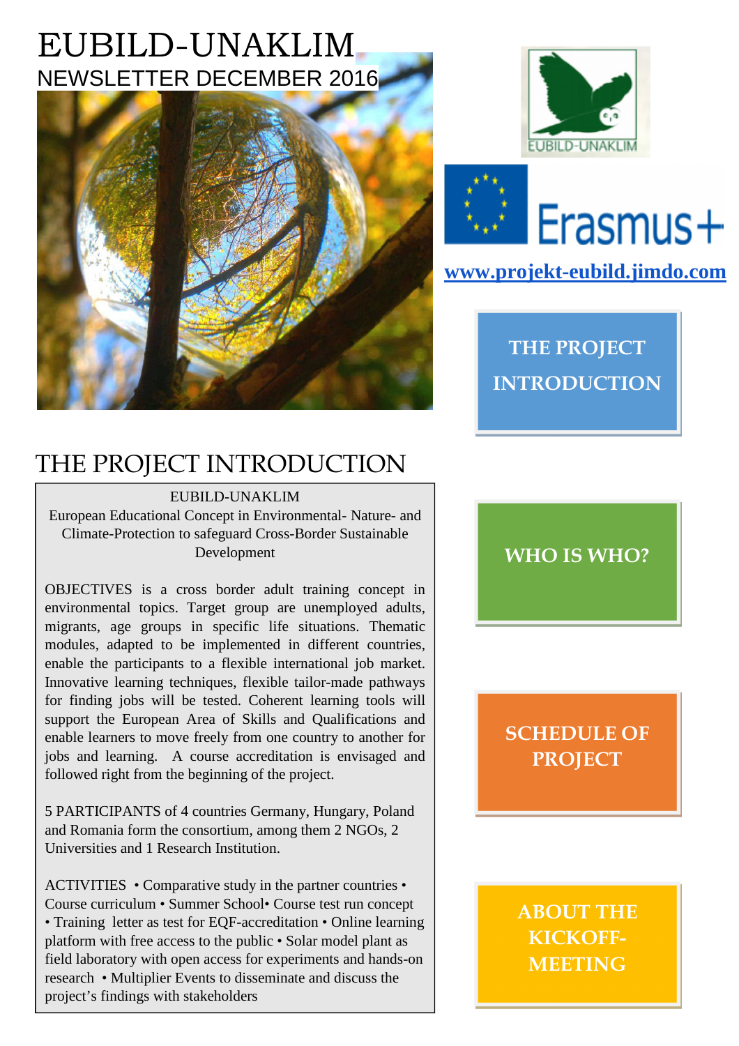# EUBILD-UNAKLIM

NEWSLETTER DECEMBER 2016

www.projekt-eubild.jimdo.com

THE PROJECT INTRODUCTION

WHO IS WHO?

SCHEDULE OF PROJECT

ABOUT THE KICKOFF-MEETING

## THE PROJECT INTRODUCTION

EUBILD-UNAKLIM

European Educational Concept in Environmental- Nature- and Climate-Protection to safeguard Cross-Border Sustainable Development

OBJECTIVES is a cross border adult training concept in environmental topics. Target group are unemployed adults, migrants, age groups in specific life situations. Thematic modules, adapted to be implemented in different countries, enable the participants to a flexible international job market. Innovative learning techniques, flexible tailor-made pathways for finding jobs will be tested. Coherent learning tools will support the European Area of Skills and Qualifications and enable learners to move freely from one country to another for jobs and learning. A course accreditation is envisaged and followed right from the beginning of the project.

5 PARTICIPANTS of 4 countries Germany, Hungary, Poland and Romania form the consortium, among them 2 NGOs, 2 Universities and 1 Research Institution.

ACTIVITIES • Comparative study in the partner countries • Course curriculum • Summer School• Course test run concept • Training letter as test for EQF-accreditation • Online learning platform with free access to the public • Solar model plant as field laboratory with open access for experiments and hands-on research • Multiplier Events to disseminate and discuss the project's findings with stakeholders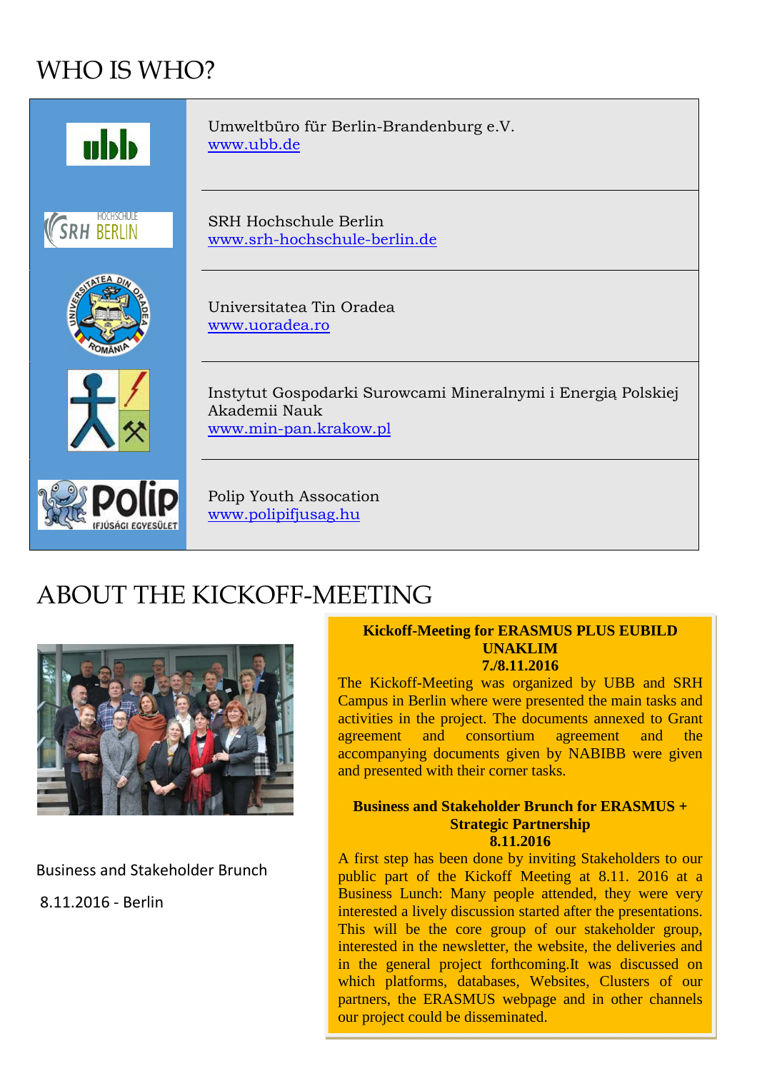# WHO IS WHO?

| | |
|---|---|
| | Umweltbüro für Berlin-Brandenburg e.V. [www.ubb.de](http://www.ubb.de) |
| | SRH Hochschule Berlin [www.srh-hochschule-berlin.de](http://www.srh-hochschule-berlin.de) |
| | Universitatea Tin Oradea [www.uoradea.ro](http://www.uoradea.ro) |
| | Instytut Gospodarki Surowcami Mineralnymi i Energią Polskiej Akademii Nauk [www.min-pan.krakow.pl](http://www.min-pan.krakow.pl) |
| | Polip Youth Assocation [www.polipifjusag.hu](http://www.polipifjusag.hu) |

# ABOUT THE KICKOFF-MEETING

Business and Stakeholder Brunch

8.11.2016 - Berlin

**Kickoff-Meeting for ERASMUS PLUS EUBILD UNAKLIM 7./8.11.2016**

The Kickoff-Meeting was organized by UBB and SRH Campus in Berlin where were presented the main tasks and activities in the project. The documents annexed to Grant agreement and consortium agreement and the accompanying documents given by NABIBB were given and presented with their corner tasks.

**Business and Stakeholder Brunch for ERASMUS + Strategic Partnership 8.11.2016**

A first step has been done by inviting Stakeholders to our public part of the Kickoff Meeting at 8.11. 2016 at a Business Lunch: Many people attended, they were very interested a lively discussion started after the presentations. This will be the core group of our stakeholder group, interested in the newsletter, the website, the deliveries and in the general project forthcoming.It was discussed on which platforms, databases, Websites, Clusters of our partners, the ERASMUS webpage and in other channels our project could be disseminated.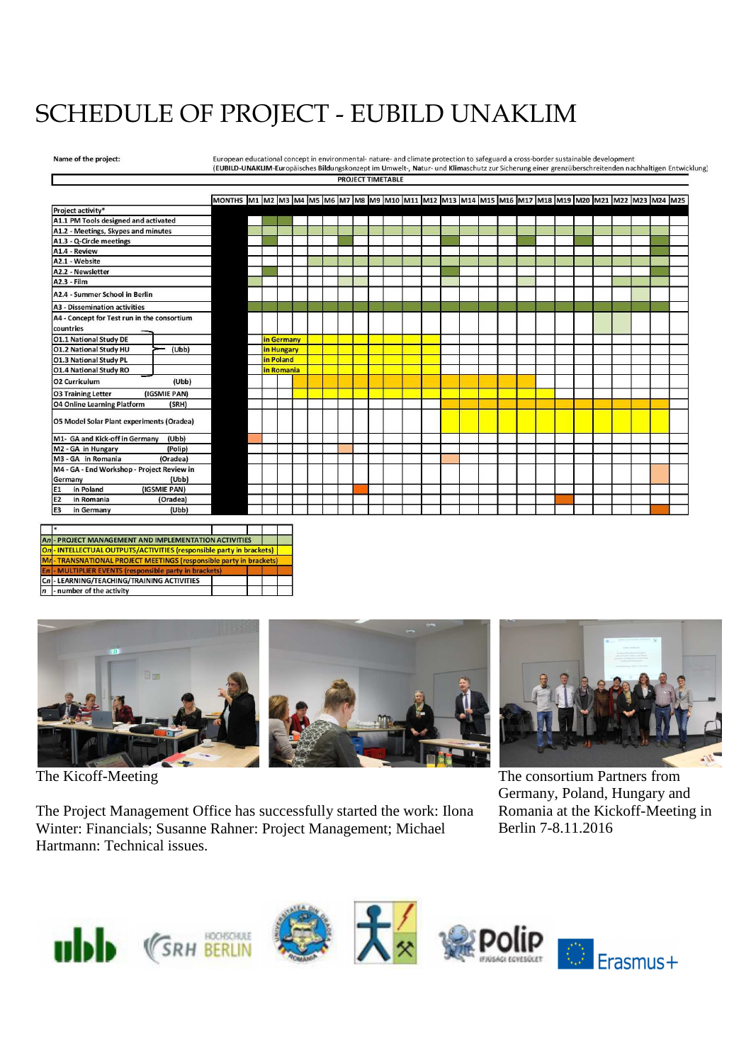# SCHEDULE OF PROJECT - EUBILD UNAKLIM

**Name of the project:** European educational concept in environmental- nature- and climate protection to safeguard a cross-border sustainable development
(EUBILD-UNAKLIM-Europäisches Bildungskonzept im Umwelt-, Natur- und Klimaschutz zur Sicherung einer grenzüberschreitenden nachhaltigen Entwicklung)

**PROJECT TIMETABLE**

| MONTHS | M1 | M2 | M3 | M4 | M5 | M6 | M7 | M8 | M9 | M10 | M11 | M12 | M13 | M14 | M15 | M16 | M17 | M18 | M19 | M20 | M21 | M22 | M23 | M24 | M25 |
|---|---|---|---|---|---|---|---|---|---|---|---|---|---|---|---|---|---|---|---|---|---|---|---|---|---|
| Project activity* | | | | | | | | | | | | | | | | | | | | | | | | | |
| A1.1 PM Tools designed and activated | | | | | | | | | | | | | | | | | | | | | | | | | |
| A1.2 - Meetings, Skypes and minutes | | | | | | | | | | | | | | | | | | | | | | | | | |
| A1.3 - Q-Circle meetings | | | | | | | | | | | | | | | | | | | | | | | | | |
| A1.4 - Review | | | | | | | | | | | | | | | | | | | | | | | | | |
| A2.1 - Website | | | | | | | | | | | | | | | | | | | | | | | | | |
| A2.2 - Newsletter | | | | | | | | | | | | | | | | | | | | | | | | | |
| A2.3 - Film | | | | | | | | | | | | | | | | | | | | | | | | | |
| A2.4 - Summer School in Berlin | | | | | | | | | | | | | | | | | | | | | | | | | |
| A3 - Dissemination activities | | | | | | | | | | | | | | | | | | | | | | | | | |
| A4 - Concept for Test run in the consortium countries | | | | | | | | | | | | | | | | | | | | | | | | | |
| O1.1 National Study DE | | in Germany | | | | | | | | | | | | | | | | | | | | | | | |
| O1.2 National Study HU (Ubb) | | in Hungary | | | | | | | | | | | | | | | | | | | | | | | |
| O1.3 National Study PL | | in Poland | | | | | | | | | | | | | | | | | | | | | | | |
| O1.4 National Study RO | | in Romania | | | | | | | | | | | | | | | | | | | | | | | |
| O2 Curriculum (Ubb) | | | | | | | | | | | | | | | | | | | | | | | | | |
| O3 Training Letter (IGSMIE PAN) | | | | | | | | | | | | | | | | | | | | | | | | | |
| O4 Online Learning Platform (SRH) | | | | | | | | | | | | | | | | | | | | | | | | | |
| O5 Model Solar Plant experiments (Oradea) | | | | | | | | | | | | | | | | | | | | | | | | | |
| M1- GA and Kick-off in Germany (Ubb) | | | | | | | | | | | | | | | | | | | | | | | | | |
| M2 - GA in Hungary (Polip) | | | | | | | | | | | | | | | | | | | | | | | | | |
| M3 - GA in Romania (Oradea) | | | | | | | | | | | | | | | | | | | | | | | | | |
| M4 - GA - End Workshop - Project Review in Germany (Ubb) | | | | | | | | | | | | | | | | | | | | | | | | | |
| E1 in Poland (IGSMIE PAN) | | | | | | | | | | | | | | | | | | | | | | | | | |
| E2 in Romania (Oradea) | | | | | | | | | | | | | | | | | | | | | | | | | |
| E3 in Germany (Ubb) | | | | | | | | | | | | | | | | | | | | | | | | | |

| | |
|---|---|
| * | |
| An | - PROJECT MANAGEMENT AND IMPLEMENTATION ACTIVITIES |
| On | - INTELLECTUAL OUTPUTS/ACTIVITIES (responsible party in brackets) |
| Mn | - TRANSNATIONAL PROJECT MEETINGS (responsible party in brackets) |
| En | - MULTIPLIER EVENTS (responsible party in brackets) |
| Cn | - LEARNING/TEACHING/TRAINING ACTIVITIES |
| n | - number of the activity |

The Kicoff-Meeting

The Project Management Office has successfully started the work: Ilona Winter: Financials; Susanne Rahner: Project Management; Michael Hartmann: Technical issues.

The consortium Partners from Germany, Poland, Hungary and Romania at the Kickoff-Meeting in Berlin 7-8.11.2016